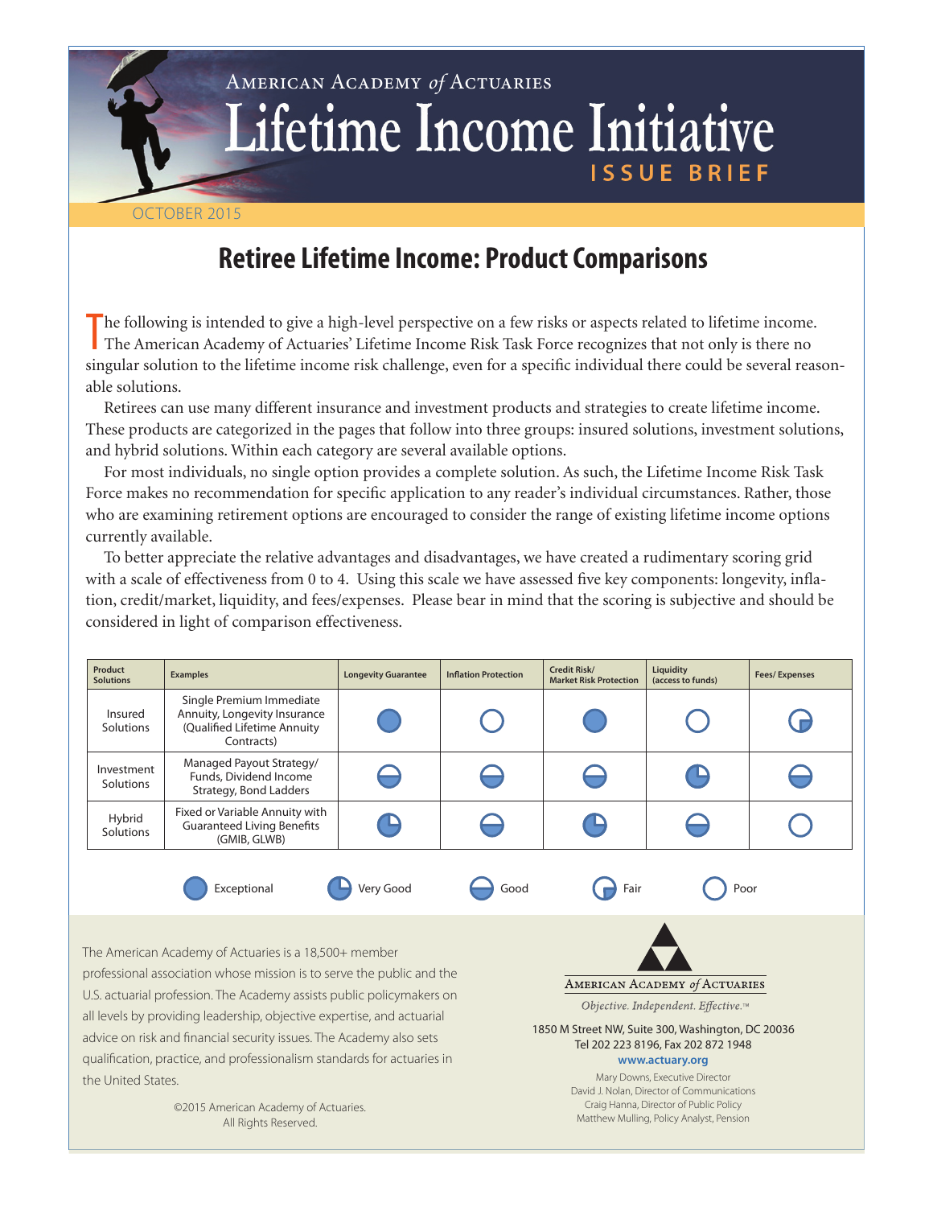American Academy *of* Actuaries

# Lifetime Income Initiative

ISSUE BRIEF

OCTOBER 2015

## Retiree Lifetime Income: Product Comparisons

The following is intended to give a high-level perspective on a few risks or aspects related to lifetime income. The American Academy of Actuaries' Lifetime Income Risk Task Force recognizes that not only is there no singular solution to the lifetime income risk challenge, even for a specific individual there could be several reasonable solutions.

Retirees can use many different insurance and investment products and strategies to create lifetime income. These products are categorized in the pages that follow into three groups: insured solutions, investment solutions, and hybrid solutions. Within each category are several available options.

For most individuals, no single option provides a complete solution. As such, the Lifetime Income Risk Task Force makes no recommendation for specific application to any reader's individual circumstances. Rather, those who are examining retirement options are encouraged to consider the range of existing lifetime income options currently available.

To better appreciate the relative advantages and disadvantages, we have created a rudimentary scoring grid with a scale of effectiveness from 0 to 4. Using this scale we have assessed five key components: longevity, inflation, credit/market, liquidity, and fees/expenses. Please bear in mind that the scoring is subjective and should be considered in light of comparison effectiveness.

| Product Solutions | Examples | Longevity Guarantee | Inflation Protection | Credit Risk/ Market Risk Protection | Liquidity (access to funds) | Fees/ Expenses |
|---|---|---|---|---|---|---|
| Insured Solutions | Single Premium Immediate Annuity, Longevity Insurance (Qualified Lifetime Annuity Contracts) | Exceptional | Poor | Exceptional | Poor | Fair |
| Investment Solutions | Managed Payout Strategy/ Funds, Dividend Income Strategy, Bond Ladders | Good | Good | Good | Very Good | Good |
| Hybrid Solutions | Fixed or Variable Annuity with Guaranteed Living Benefits (GMIB, GLWB) | Very Good | Good | Very Good | Good | Poor |

Legend: Exceptional, Very Good, Good, Fair, Poor

The American Academy of Actuaries is a 18,500+ member professional association whose mission is to serve the public and the U.S. actuarial profession. The Academy assists public policymakers on all levels by providing leadership, objective expertise, and actuarial advice on risk and financial security issues. The Academy also sets qualification, practice, and professionalism standards for actuaries in the United States.

©2015 American Academy of Actuaries.
All Rights Reserved.

American Academy *of* Actuaries

*Objective. Independent. Effective.*™

1850 M Street NW, Suite 300, Washington, DC 20036
Tel 202 223 8196, Fax 202 872 1948
**www.actuary.org**

Mary Downs, Executive Director
David J. Nolan, Director of Communications
Craig Hanna, Director of Public Policy
Matthew Mulling, Policy Analyst, Pension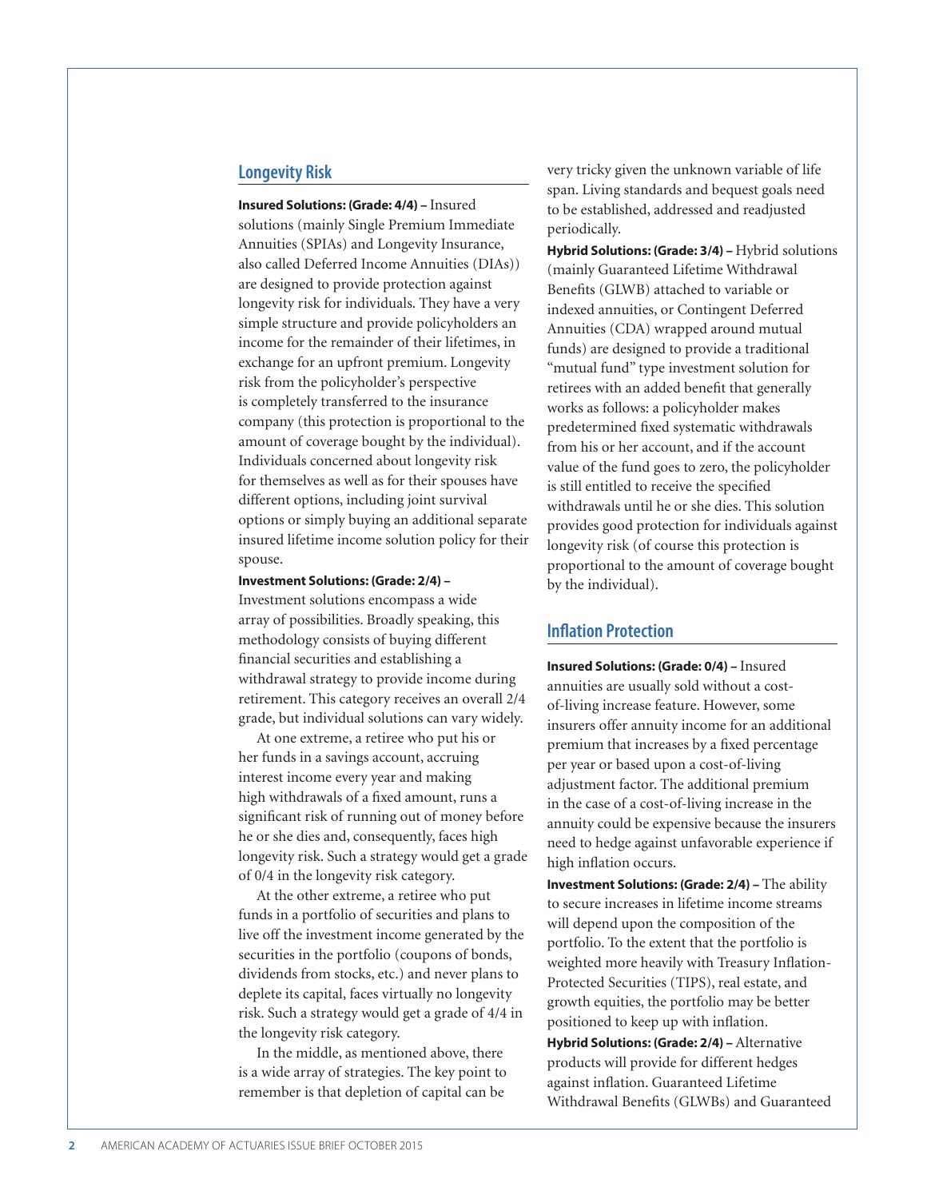## Longevity Risk

**Insured Solutions: (Grade: 4/4) –** Insured solutions (mainly Single Premium Immediate Annuities (SPIAs) and Longevity Insurance, also called Deferred Income Annuities (DIAs)) are designed to provide protection against longevity risk for individuals. They have a very simple structure and provide policyholders an income for the remainder of their lifetimes, in exchange for an upfront premium. Longevity risk from the policyholder's perspective is completely transferred to the insurance company (this protection is proportional to the amount of coverage bought by the individual). Individuals concerned about longevity risk for themselves as well as for their spouses have different options, including joint survival options or simply buying an additional separate insured lifetime income solution policy for their spouse.

**Investment Solutions: (Grade: 2/4) –** Investment solutions encompass a wide array of possibilities. Broadly speaking, this methodology consists of buying different financial securities and establishing a withdrawal strategy to provide income during retirement. This category receives an overall 2/4 grade, but individual solutions can vary widely.

At one extreme, a retiree who put his or her funds in a savings account, accruing interest income every year and making high withdrawals of a fixed amount, runs a significant risk of running out of money before he or she dies and, consequently, faces high longevity risk. Such a strategy would get a grade of 0/4 in the longevity risk category.

At the other extreme, a retiree who put funds in a portfolio of securities and plans to live off the investment income generated by the securities in the portfolio (coupons of bonds, dividends from stocks, etc.) and never plans to deplete its capital, faces virtually no longevity risk. Such a strategy would get a grade of 4/4 in the longevity risk category.

In the middle, as mentioned above, there is a wide array of strategies. The key point to remember is that depletion of capital can be very tricky given the unknown variable of life span. Living standards and bequest goals need to be established, addressed and readjusted periodically.

**Hybrid Solutions: (Grade: 3/4) –** Hybrid solutions (mainly Guaranteed Lifetime Withdrawal Benefits (GLWB) attached to variable or indexed annuities, or Contingent Deferred Annuities (CDA) wrapped around mutual funds) are designed to provide a traditional "mutual fund" type investment solution for retirees with an added benefit that generally works as follows: a policyholder makes predetermined fixed systematic withdrawals from his or her account, and if the account value of the fund goes to zero, the policyholder is still entitled to receive the specified withdrawals until he or she dies. This solution provides good protection for individuals against longevity risk (of course this protection is proportional to the amount of coverage bought by the individual).

## Inflation Protection

**Insured Solutions: (Grade: 0/4) –** Insured annuities are usually sold without a cost-of-living increase feature. However, some insurers offer annuity income for an additional premium that increases by a fixed percentage per year or based upon a cost-of-living adjustment factor. The additional premium in the case of a cost-of-living increase in the annuity could be expensive because the insurers need to hedge against unfavorable experience if high inflation occurs.

**Investment Solutions: (Grade: 2/4) –** The ability to secure increases in lifetime income streams will depend upon the composition of the portfolio. To the extent that the portfolio is weighted more heavily with Treasury Inflation-Protected Securities (TIPS), real estate, and growth equities, the portfolio may be better positioned to keep up with inflation.

**Hybrid Solutions: (Grade: 2/4) –** Alternative products will provide for different hedges against inflation. Guaranteed Lifetime Withdrawal Benefits (GLWBs) and Guaranteed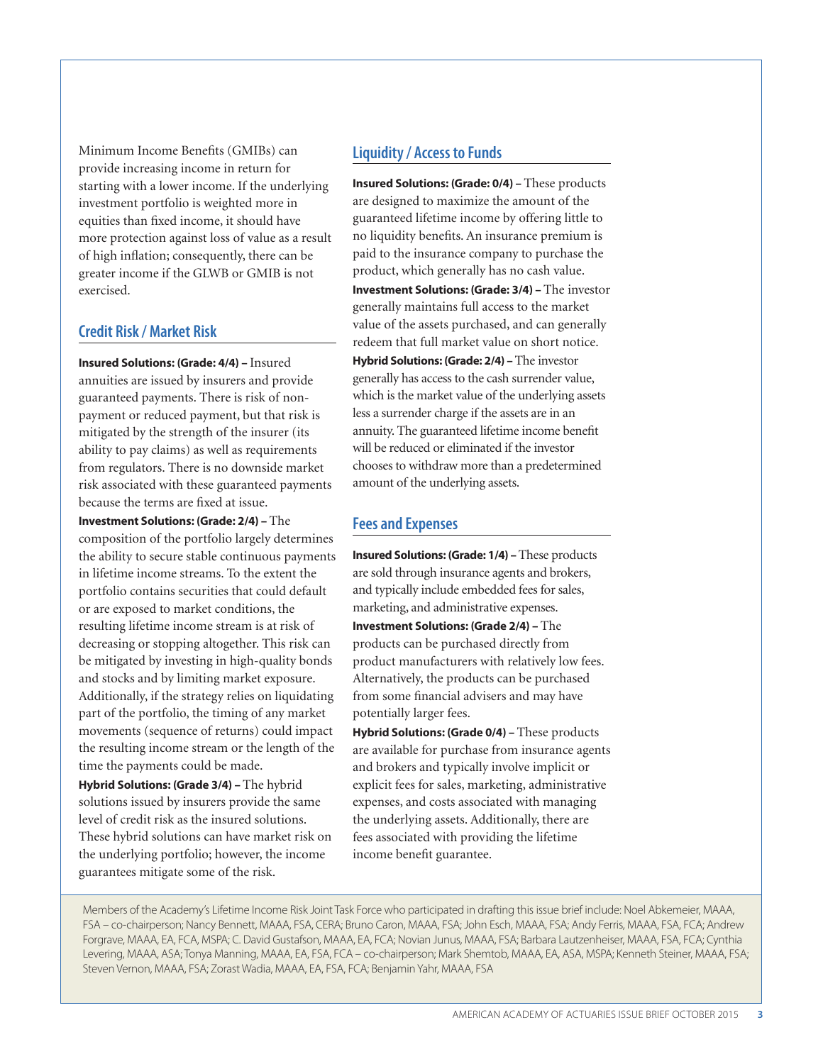Minimum Income Benefits (GMIBs) can provide increasing income in return for starting with a lower income. If the underlying investment portfolio is weighted more in equities than fixed income, it should have more protection against loss of value as a result of high inflation; consequently, there can be greater income if the GLWB or GMIB is not exercised.

## Credit Risk / Market Risk

**Insured Solutions: (Grade: 4/4) –** Insured annuities are issued by insurers and provide guaranteed payments. There is risk of non-payment or reduced payment, but that risk is mitigated by the strength of the insurer (its ability to pay claims) as well as requirements from regulators. There is no downside market risk associated with these guaranteed payments because the terms are fixed at issue.

**Investment Solutions: (Grade: 2/4) –** The composition of the portfolio largely determines the ability to secure stable continuous payments in lifetime income streams. To the extent the portfolio contains securities that could default or are exposed to market conditions, the resulting lifetime income stream is at risk of decreasing or stopping altogether. This risk can be mitigated by investing in high-quality bonds and stocks and by limiting market exposure. Additionally, if the strategy relies on liquidating part of the portfolio, the timing of any market movements (sequence of returns) could impact the resulting income stream or the length of the time the payments could be made.

**Hybrid Solutions: (Grade 3/4) –** The hybrid solutions issued by insurers provide the same level of credit risk as the insured solutions. These hybrid solutions can have market risk on the underlying portfolio; however, the income guarantees mitigate some of the risk.

## Liquidity / Access to Funds

**Insured Solutions: (Grade: 0/4) –** These products are designed to maximize the amount of the guaranteed lifetime income by offering little to no liquidity benefits. An insurance premium is paid to the insurance company to purchase the product, which generally has no cash value.

**Investment Solutions: (Grade: 3/4) –** The investor generally maintains full access to the market value of the assets purchased, and can generally redeem that full market value on short notice.

**Hybrid Solutions: (Grade: 2/4) –** The investor generally has access to the cash surrender value, which is the market value of the underlying assets less a surrender charge if the assets are in an annuity. The guaranteed lifetime income benefit will be reduced or eliminated if the investor chooses to withdraw more than a predetermined amount of the underlying assets.

## Fees and Expenses

**Insured Solutions: (Grade: 1/4) –** These products are sold through insurance agents and brokers, and typically include embedded fees for sales, marketing, and administrative expenses.

**Investment Solutions: (Grade 2/4) –** The products can be purchased directly from product manufacturers with relatively low fees. Alternatively, the products can be purchased from some financial advisers and may have potentially larger fees.

**Hybrid Solutions: (Grade 0/4) –** These products are available for purchase from insurance agents and brokers and typically involve implicit or explicit fees for sales, marketing, administrative expenses, and costs associated with managing the underlying assets. Additionally, there are fees associated with providing the lifetime income benefit guarantee.

Members of the Academy's Lifetime Income Risk Joint Task Force who participated in drafting this issue brief include: Noel Abkemeier, MAAA, FSA – co-chairperson; Nancy Bennett, MAAA, FSA, CERA; Bruno Caron, MAAA, FSA; John Esch, MAAA, FSA; Andy Ferris, MAAA, FSA, FCA; Andrew Forgrave, MAAA, EA, FCA, MSPA; C. David Gustafson, MAAA, EA, FCA; Novian Junus, MAAA, FSA; Barbara Lautzenheiser, MAAA, FSA, FCA; Cynthia Levering, MAAA, ASA; Tonya Manning, MAAA, EA, FSA, FCA – co-chairperson; Mark Shemtob, MAAA, EA, ASA, MSPA; Kenneth Steiner, MAAA, FSA; Steven Vernon, MAAA, FSA; Zorast Wadia, MAAA, EA, FSA, FCA; Benjamin Yahr, MAAA, FSA